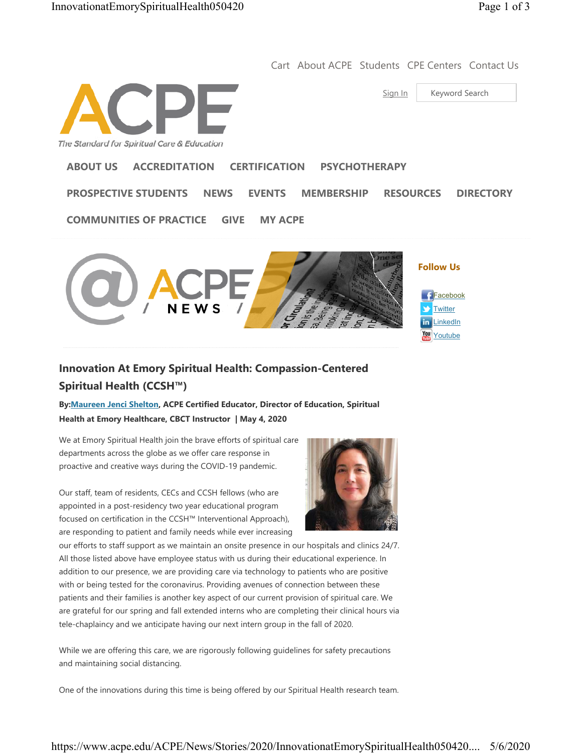Cart About ACPE Students CPE Centers Contact Us

Sign In Keyword Search

ACPE
*The Standard for Spiritual Care & Education*

ABOUT US ACCREDITATION CERTIFICATION PSYCHOTHERAPY

PROSPECTIVE STUDENTS NEWS EVENTS MEMBERSHIP RESOURCES DIRECTORY

COMMUNITIES OF PRACTICE GIVE MY ACPE

**Follow Us**

Facebook
Twitter
LinkedIn
Youtube

## Innovation At Emory Spiritual Health: Compassion-Centered Spiritual Health (CCSH™)

**By:Maureen Jenci Shelton, ACPE Certified Educator, Director of Education, Spiritual Health at Emory Healthcare, CBCT Instructor | May 4, 2020**

We at Emory Spiritual Health join the brave efforts of spiritual care departments across the globe as we offer care response in proactive and creative ways during the COVID-19 pandemic.

Our staff, team of residents, CECs and CCSH fellows (who are appointed in a post-residency two year educational program focused on certification in the CCSH™ Interventional Approach), are responding to patient and family needs while ever increasing our efforts to staff support as we maintain an onsite presence in our hospitals and clinics 24/7. All those listed above have employee status with us during their educational experience. In addition to our presence, we are providing care via technology to patients who are positive with or being tested for the coronavirus. Providing avenues of connection between these patients and their families is another key aspect of our current provision of spiritual care. We are grateful for our spring and fall extended interns who are completing their clinical hours via tele-chaplaincy and we anticipate having our next intern group in the fall of 2020.

While we are offering this care, we are rigorously following guidelines for safety precautions and maintaining social distancing.

One of the innovations during this time is being offered by our Spiritual Health research team.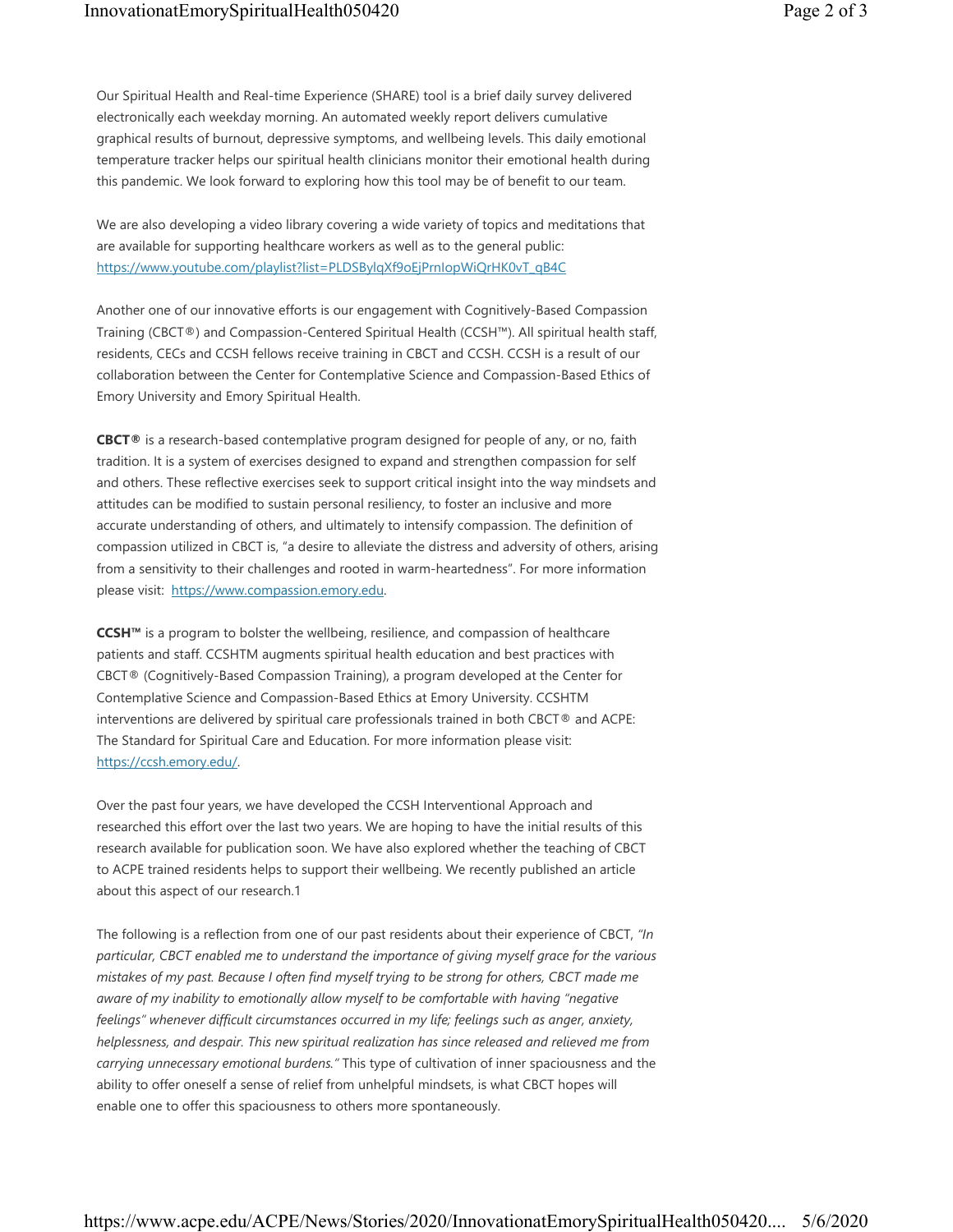Our Spiritual Health and Real-time Experience (SHARE) tool is a brief daily survey delivered electronically each weekday morning. An automated weekly report delivers cumulative graphical results of burnout, depressive symptoms, and wellbeing levels. This daily emotional temperature tracker helps our spiritual health clinicians monitor their emotional health during this pandemic. We look forward to exploring how this tool may be of benefit to our team.

We are also developing a video library covering a wide variety of topics and meditations that are available for supporting healthcare workers as well as to the general public: https://www.youtube.com/playlist?list=PLDSBylqXf9oEjPrnIopWiQrHK0vT_qB4C

Another one of our innovative efforts is our engagement with Cognitively-Based Compassion Training (CBCT®) and Compassion-Centered Spiritual Health (CCSH™). All spiritual health staff, residents, CECs and CCSH fellows receive training in CBCT and CCSH. CCSH is a result of our collaboration between the Center for Contemplative Science and Compassion-Based Ethics of Emory University and Emory Spiritual Health.

**CBCT®** is a research-based contemplative program designed for people of any, or no, faith tradition. It is a system of exercises designed to expand and strengthen compassion for self and others. These reflective exercises seek to support critical insight into the way mindsets and attitudes can be modified to sustain personal resiliency, to foster an inclusive and more accurate understanding of others, and ultimately to intensify compassion. The definition of compassion utilized in CBCT is, "a desire to alleviate the distress and adversity of others, arising from a sensitivity to their challenges and rooted in warm-heartedness". For more information please visit: https://www.compassion.emory.edu.

**CCSH™** is a program to bolster the wellbeing, resilience, and compassion of healthcare patients and staff. CCSHTM augments spiritual health education and best practices with CBCT® (Cognitively-Based Compassion Training), a program developed at the Center for Contemplative Science and Compassion-Based Ethics at Emory University. CCSHTM interventions are delivered by spiritual care professionals trained in both CBCT® and ACPE: The Standard for Spiritual Care and Education. For more information please visit: https://ccsh.emory.edu/.

Over the past four years, we have developed the CCSH Interventional Approach and researched this effort over the last two years. We are hoping to have the initial results of this research available for publication soon. We have also explored whether the teaching of CBCT to ACPE trained residents helps to support their wellbeing. We recently published an article about this aspect of our research.[1]

The following is a reflection from one of our past residents about their experience of CBCT, *"In particular, CBCT enabled me to understand the importance of giving myself grace for the various mistakes of my past. Because I often find myself trying to be strong for others, CBCT made me aware of my inability to emotionally allow myself to be comfortable with having "negative feelings" whenever difficult circumstances occurred in my life; feelings such as anger, anxiety, helplessness, and despair. This new spiritual realization has since released and relieved me from carrying unnecessary emotional burdens."* This type of cultivation of inner spaciousness and the ability to offer oneself a sense of relief from unhelpful mindsets, is what CBCT hopes will enable one to offer this spaciousness to others more spontaneously.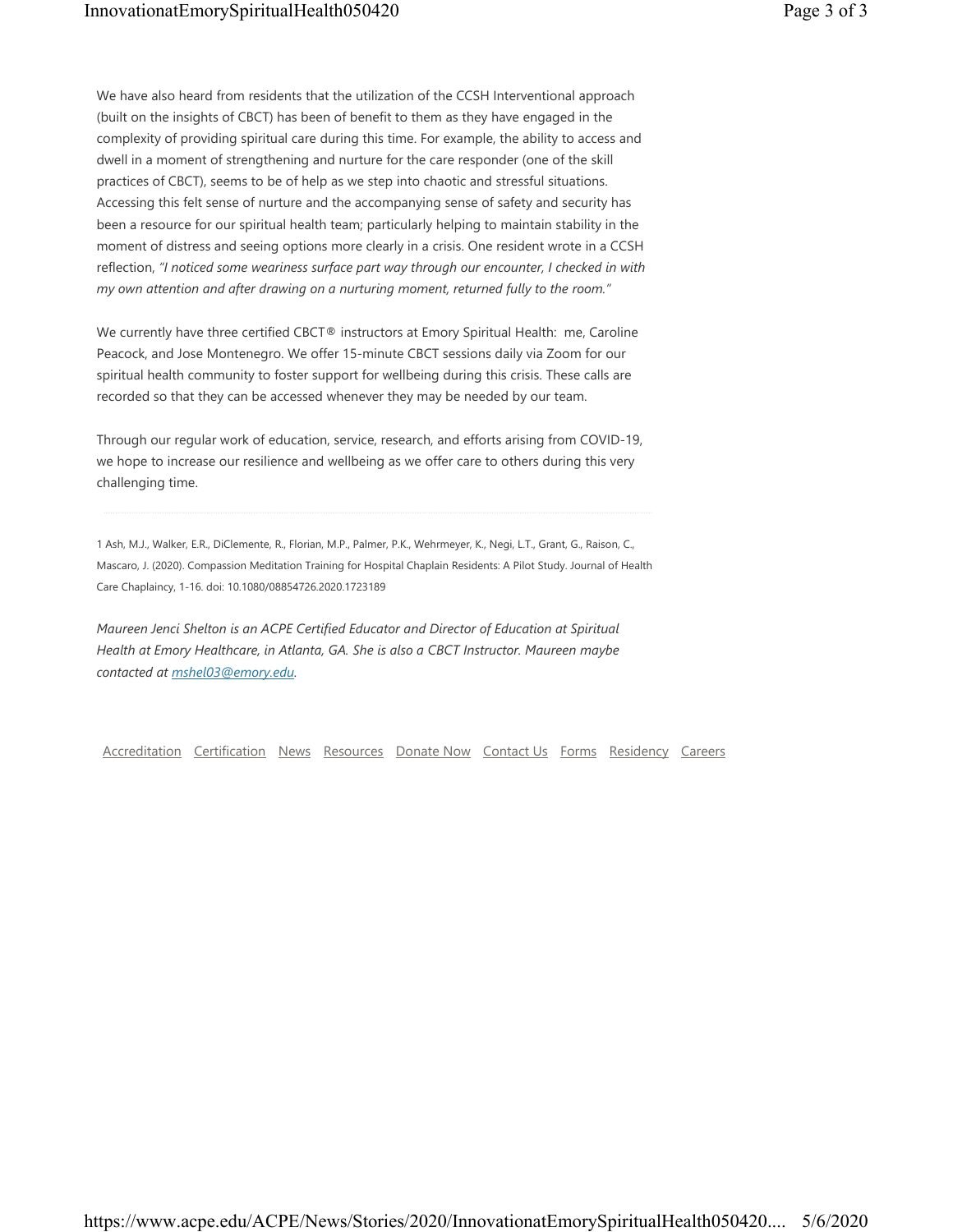We have also heard from residents that the utilization of the CCSH Interventional approach (built on the insights of CBCT) has been of benefit to them as they have engaged in the complexity of providing spiritual care during this time. For example, the ability to access and dwell in a moment of strengthening and nurture for the care responder (one of the skill practices of CBCT), seems to be of help as we step into chaotic and stressful situations. Accessing this felt sense of nurture and the accompanying sense of safety and security has been a resource for our spiritual health team; particularly helping to maintain stability in the moment of distress and seeing options more clearly in a crisis. One resident wrote in a CCSH reflection, *"I noticed some weariness surface part way through our encounter, I checked in with my own attention and after drawing on a nurturing moment, returned fully to the room."*

We currently have three certified CBCT® instructors at Emory Spiritual Health: me, Caroline Peacock, and Jose Montenegro. We offer 15-minute CBCT sessions daily via Zoom for our spiritual health community to foster support for wellbeing during this crisis. These calls are recorded so that they can be accessed whenever they may be needed by our team.

Through our regular work of education, service, research, and efforts arising from COVID-19, we hope to increase our resilience and wellbeing as we offer care to others during this very challenging time.

---

1 Ash, M.J., Walker, E.R., DiClemente, R., Florian, M.P., Palmer, P.K., Wehrmeyer, K., Negi, L.T., Grant, G., Raison, C., Mascaro, J. (2020). Compassion Meditation Training for Hospital Chaplain Residents: A Pilot Study. Journal of Health Care Chaplaincy, 1-16. doi: 10.1080/08854726.2020.1723189

*Maureen Jenci Shelton is an ACPE Certified Educator and Director of Education at Spiritual Health at Emory Healthcare, in Atlanta, GA. She is also a CBCT Instructor. Maureen maybe contacted at mshel03@emory.edu.*

Accreditation Certification News Resources Donate Now Contact Us Forms Residency Careers